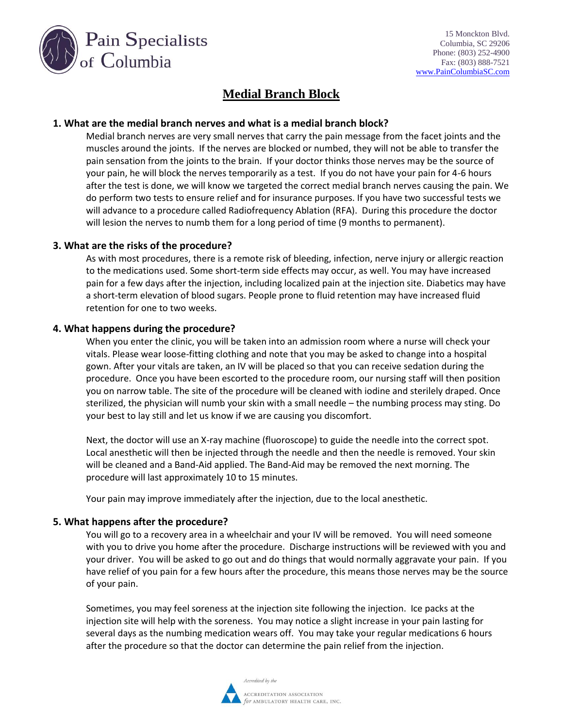Pain Specialists of Columbia

15 Monckton Blvd.
Columbia, SC 29206
Phone: (803) 252-4900
Fax: (803) 888-7521
www.PainColumbiaSC.com

# Medial Branch Block

### 1. What are the medial branch nerves and what is a medial branch block?

Medial branch nerves are very small nerves that carry the pain message from the facet joints and the muscles around the joints. If the nerves are blocked or numbed, they will not be able to transfer the pain sensation from the joints to the brain. If your doctor thinks those nerves may be the source of your pain, he will block the nerves temporarily as a test. If you do not have your pain for 4-6 hours after the test is done, we will know we targeted the correct medial branch nerves causing the pain. We do perform two tests to ensure relief and for insurance purposes. If you have two successful tests we will advance to a procedure called Radiofrequency Ablation (RFA). During this procedure the doctor will lesion the nerves to numb them for a long period of time (9 months to permanent).

### 3. What are the risks of the procedure?

As with most procedures, there is a remote risk of bleeding, infection, nerve injury or allergic reaction to the medications used. Some short-term side effects may occur, as well. You may have increased pain for a few days after the injection, including localized pain at the injection site. Diabetics may have a short-term elevation of blood sugars. People prone to fluid retention may have increased fluid retention for one to two weeks.

### 4. What happens during the procedure?

When you enter the clinic, you will be taken into an admission room where a nurse will check your vitals. Please wear loose-fitting clothing and note that you may be asked to change into a hospital gown. After your vitals are taken, an IV will be placed so that you can receive sedation during the procedure. Once you have been escorted to the procedure room, our nursing staff will then position you on narrow table. The site of the procedure will be cleaned with iodine and sterilely draped. Once sterilized, the physician will numb your skin with a small needle – the numbing process may sting. Do your best to lay still and let us know if we are causing you discomfort.

Next, the doctor will use an X-ray machine (fluoroscope) to guide the needle into the correct spot. Local anesthetic will then be injected through the needle and then the needle is removed. Your skin will be cleaned and a Band-Aid applied. The Band-Aid may be removed the next morning. The procedure will last approximately 10 to 15 minutes.

Your pain may improve immediately after the injection, due to the local anesthetic.

### 5. What happens after the procedure?

You will go to a recovery area in a wheelchair and your IV will be removed. You will need someone with you to drive you home after the procedure. Discharge instructions will be reviewed with you and your driver. You will be asked to go out and do things that would normally aggravate your pain. If you have relief of you pain for a few hours after the procedure, this means those nerves may be the source of your pain.

Sometimes, you may feel soreness at the injection site following the injection. Ice packs at the injection site will help with the soreness. You may notice a slight increase in your pain lasting for several days as the numbing medication wears off. You may take your regular medications 6 hours after the procedure so that the doctor can determine the pain relief from the injection.

*Accredited by the* Accreditation Association *for* Ambulatory Health Care, Inc.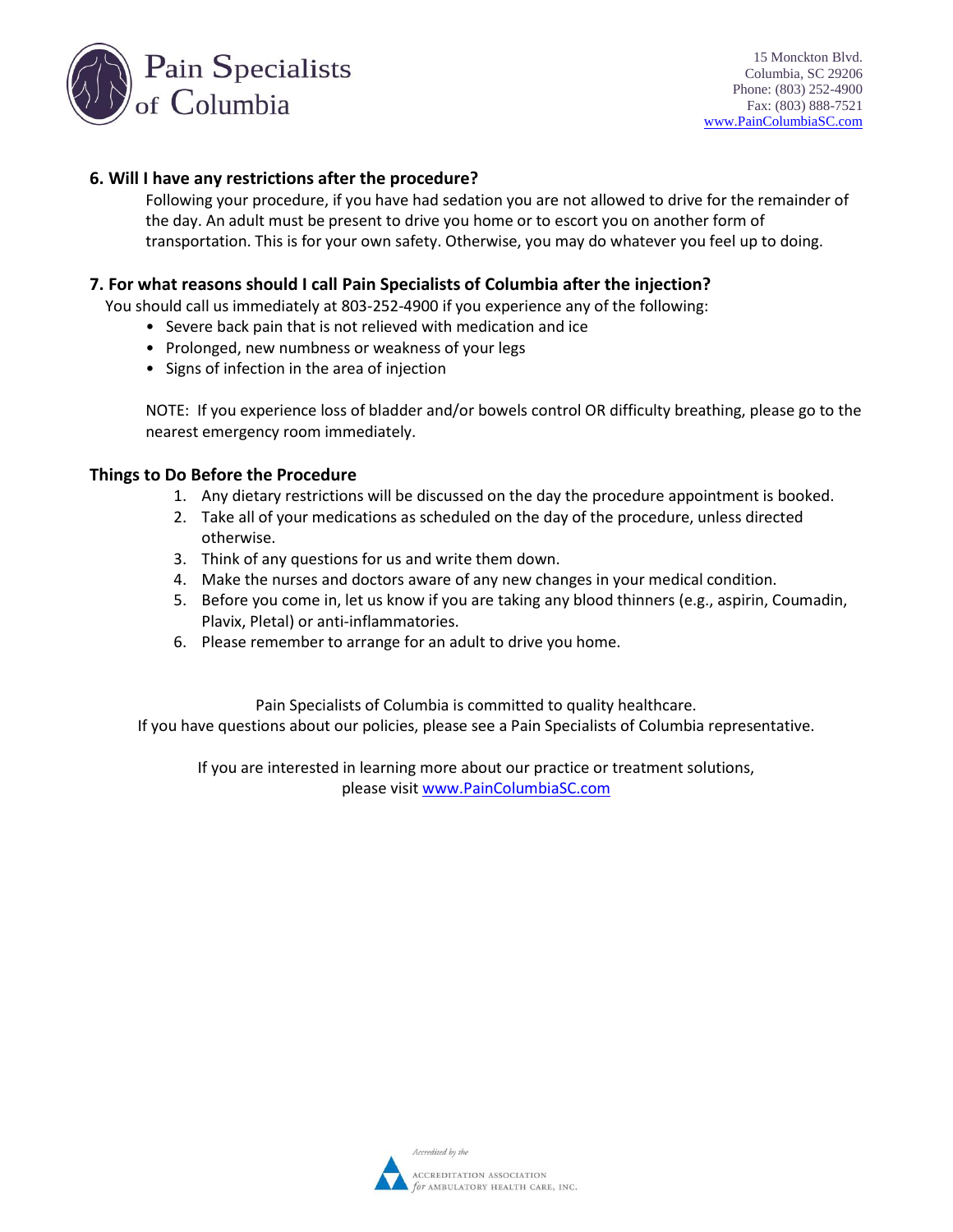### 6. Will I have any restrictions after the procedure?

Following your procedure, if you have had sedation you are not allowed to drive for the remainder of the day. An adult must be present to drive you home or to escort you on another form of transportation. This is for your own safety. Otherwise, you may do whatever you feel up to doing.

### 7. For what reasons should I call Pain Specialists of Columbia after the injection?

You should call us immediately at 803-252-4900 if you experience any of the following:

- Severe back pain that is not relieved with medication and ice
- Prolonged, new numbness or weakness of your legs
- Signs of infection in the area of injection

NOTE: If you experience loss of bladder and/or bowels control OR difficulty breathing, please go to the nearest emergency room immediately.

### Things to Do Before the Procedure

1. Any dietary restrictions will be discussed on the day the procedure appointment is booked.
2. Take all of your medications as scheduled on the day of the procedure, unless directed otherwise.
3. Think of any questions for us and write them down.
4. Make the nurses and doctors aware of any new changes in your medical condition.
5. Before you come in, let us know if you are taking any blood thinners (e.g., aspirin, Coumadin, Plavix, Pletal) or anti-inflammatories.
6. Please remember to arrange for an adult to drive you home.

Pain Specialists of Columbia is committed to quality healthcare.
If you have questions about our policies, please see a Pain Specialists of Columbia representative.

If you are interested in learning more about our practice or treatment solutions, please visit www.PainColumbiaSC.com

Accredited by the ACCREDITATION ASSOCIATION for AMBULATORY HEALTH CARE, INC.